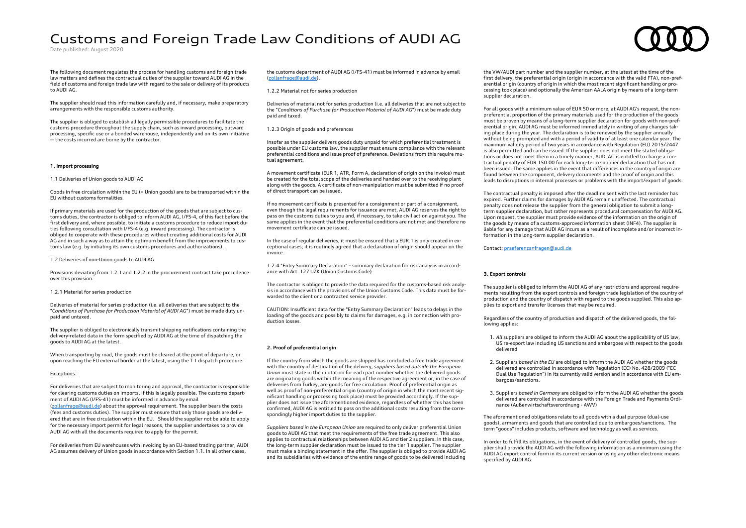# Customs and Foreign Trade Law Conditions of AUDI AG

Date published: August 2020

The following document regulates the process for handling customs and foreign trade law matters and defines the contractual duties of the supplier toward AUDI AG in the field of customs and foreign trade law with regard to the sale or delivery of its products to AUDI AG.

The supplier should read this information carefully and, if necessary, make preparatory arrangements with the responsible customs authority.

The supplier is obliged to establish all legally permissible procedures to facilitate the customs procedure throughout the supply chain, such as inward processing, outward processing, specific use or a bonded warehouse, independently and on its own initiative – the costs incurred are borne by the contractor.

## 1. Import processing

### 1.1 Deliveries of Union goods to AUDI AG

Goods in free circulation within the EU (= Union goods) are to be transported within the EU without customs formalities.

If primary materials are used for the production of the goods that are subject to customs duties, the contractor is obliged to inform AUDI AG, I/FS-4, of this fact before the first delivery and, where possible, to initiate a customs procedure to reduce import duties following consultation with I/FS-4 (e.g. inward processing). The contractor is obliged to cooperate with these procedures without creating additional costs for AUDI AG and in such a way as to attain the optimum benefit from the improvements to customs law (e.g. by initiating its own customs procedures and authorizations).

### 1.2 Deliveries of non-Union goods to AUDI AG

Provisions deviating from 1.2.1 and 1.2.2 in the procurement contract take precedence over this provision.

#### 1.2.1 Material for series production

Deliveries of material for series production (i.e. all deliveries that are subject to the "*Conditions of Purchase for Production Material of AUDI AG*") must be made duty unpaid and untaxed.

The supplier is obliged to electronically transmit shipping notifications containing the delivery-related data in the form specified by AUDI AG at the time of dispatching the goods to AUDI AG at the latest.

When transporting by road, the goods must be cleared at the point of departure, or upon reaching the EU external border at the latest, using the T 1 dispatch procedure.

Exceptions:

For deliveries that are subject to monitoring and approval, the contractor is responsible for clearing customs duties on imports, if this is legally possible. The customs department of AUDI AG (I/FS-41) must be informed in advance by email (zollanfrage@audi.de) about the approval requirement. The supplier bears the costs (fees and customs duties). The supplier must ensure that only those goods are delivered that are in free circulation within the EU. Should the supplier not be able to apply for the necessary import permit for legal reasons, the supplier undertakes to provide AUDI AG with all the documents required to apply for the permit.

For deliveries from EU warehouses with invoicing by an EU-based trading partner, AUDI AG assumes delivery of Union goods in accordance with Section 1.1. In all other cases, the customs department of AUDI AG (I/FS-41) must be informed in advance by email (zollanfrage@audi.de).

#### 1.2.2 Material not for series production

Deliveries of material not for series production (i.e. all deliveries that are not subject to the "*Conditions of Purchase for Production Material of AUDI AG*") must be made duty paid and taxed.

#### 1.2.3 Origin of goods and preferences

Insofar as the supplier delivers goods duty unpaid for which preferential treatment is possible under EU customs law, the supplier must ensure compliance with the relevant preferential conditions and issue proof of preference. Deviations from this require mutual agreement.

A movement certificate (EUR 1, ATR, Form A, declaration of origin on the invoice) must be created for the total scope of the deliveries and handed over to the receiving plant along with the goods. A certificate of non-manipulation must be submitted if no proof of direct transport can be issued.

If no movement certificate is presented for a consignment or part of a consignment, even though the legal requirements for issuance are met, AUDI AG reserves the right to pass on the customs duties to you and, if necessary, to take civil action against you. The same applies in the event that the preferential conditions are not met and therefore no movement certificate can be issued.

In the case of regular deliveries, it must be ensured that a EUR.1 is only created in exceptional cases; it is routinely agreed that a declaration of origin should appear on the invoice.

#### 1.2.4 "Entry Summary Declaration" – summary declaration for risk analysis in accordance with Art. 127 UZK (Union Customs Code)

The contractor is obliged to provide the data required for the customs-based risk analysis in accordance with the provisions of the Union Customs Code. This data must be forwarded to the client or a contracted service provider.

CAUTION: Insufficient data for the "Entry Summary Declaration" leads to delays in the loading of the goods and possibly to claims for damages, e.g. in connection with production losses.

## 2. Proof of preferential origin

If the country from which the goods are shipped has concluded a free trade agreement with the country of destination of the delivery, *suppliers based outside the European Union* must state in the quotation for each part number whether the delivered goods are originating goods within the meaning of the respective agreement or, in the case of deliveries from Turkey, are goods for free circulation. Proof of preferential origin as well as proof of non-preferential origin (country of origin in which the most recent significant handling or processing took place) must be provided accordingly. If the supplier does not issue the aforementioned evidence, regardless of whether this has been confirmed, AUDI AG is entitled to pass on the additional costs resulting from the correspondingly higher import duties to the supplier.

*Suppliers based in the European Union* are required to only deliver preferential Union goods to AUDI AG that meet the requirements of the free trade agreement. This also applies to contractual relationships between AUDI AG and tier 2 suppliers. In this case, the long-term supplier declaration must be issued to the tier 1 supplier. The supplier must make a binding statement in the offer. The supplier is obliged to provide AUDI AG and its subsidiaries with evidence of the entire range of goods to be delivered including the VW/AUDI part number and the supplier number, at the latest at the time of the first delivery, the preferential origin (origin in accordance with the valid FTA), non-preferential origin (country of origin in which the most recent significant handling or processing took place) and optionally the American AALA origin by means of a long-term supplier declaration.

For all goods with a minimum value of EUR 50 or more, at AUDI AG's request, the non-preferential proportion of the primary materials used for the production of the goods must be proven by means of a long-term supplier declaration for goods with non-preferential origin. AUDI AG must be informed immediately in writing of any changes taking place during the year. The declaration is to be renewed by the supplier annually without being prompted and with a period of validity of at least one calendar year. The maximum validity period of two years in accordance with Regulation (EU) 2015/2447 is also permitted and can be issued. If the supplier does not meet the stated obligations or does not meet them in a timely manner, AUDI AG is entitled to charge a contractual penalty of EUR 150.00 for each long-term supplier declaration that has not been issued. The same applies in the event that differences in the country of origin are found between the component, delivery documents and the proof of origin and this leads to disruptions in internal processes or problems with the import/export of goods.

The contractual penalty is imposed after the deadline sent with the last reminder has expired. Further claims for damages by AUDI AG remain unaffected. The contractual penalty does not release the supplier from the general obligation to submit a long-term supplier declaration, but rather represents procedural compensation for AUDI AG. Upon request, the supplier must provide evidence of the information on the origin of the goods by means of a customs-approved information sheet (INF4). The supplier is liable for any damage that AUDI AG incurs as a result of incomplete and/or incorrect information in the long-term supplier declaration.

Contact: praeferenzanfragen@audi.de

## 3. Export controls

The supplier is obliged to inform the AUDI AG of any restrictions and approval requirements resulting from the export controls and foreign trade legislation of the country of production and the country of dispatch with regard to the goods supplied. This also applies to export and transfer licenses that may be required.

Regardless of the country of production and dispatch of the delivered goods, the following applies:

1. *All* suppliers are obliged to inform the AUDI AG about the applicability of US law, US re-export law including US sanctions and embargoes with respect to the goods delivered
2. Suppliers *based in the EU* are obliged to inform the AUDI AG whether the goods delivered are controlled in accordance with Regulation (EC) No. 428/2009 ("EC Dual Use Regulation") in its currently valid version and in accordance with EU embargoes/sanctions.
3. Suppliers *based in Germany* are obliged to inform the AUDI AG whether the goods delivered are controlled in accordance with the Foreign Trade and Payments Ordinance (Außenwirtschaftsverordnung - AWV)

The aforementioned obligations relate to all goods with a dual purpose (dual-use goods), armaments and goods that are controlled due to embargoes/sanctions. The term "goods" includes products, software and technology as well as services.

In order to fulfill its obligations, in the event of delivery of controlled goods, the supplier shall provide the AUDI AG with the following information as a minimum using the AUDI AG export control form in its current version or using any other electronic means specified by AUDI AG: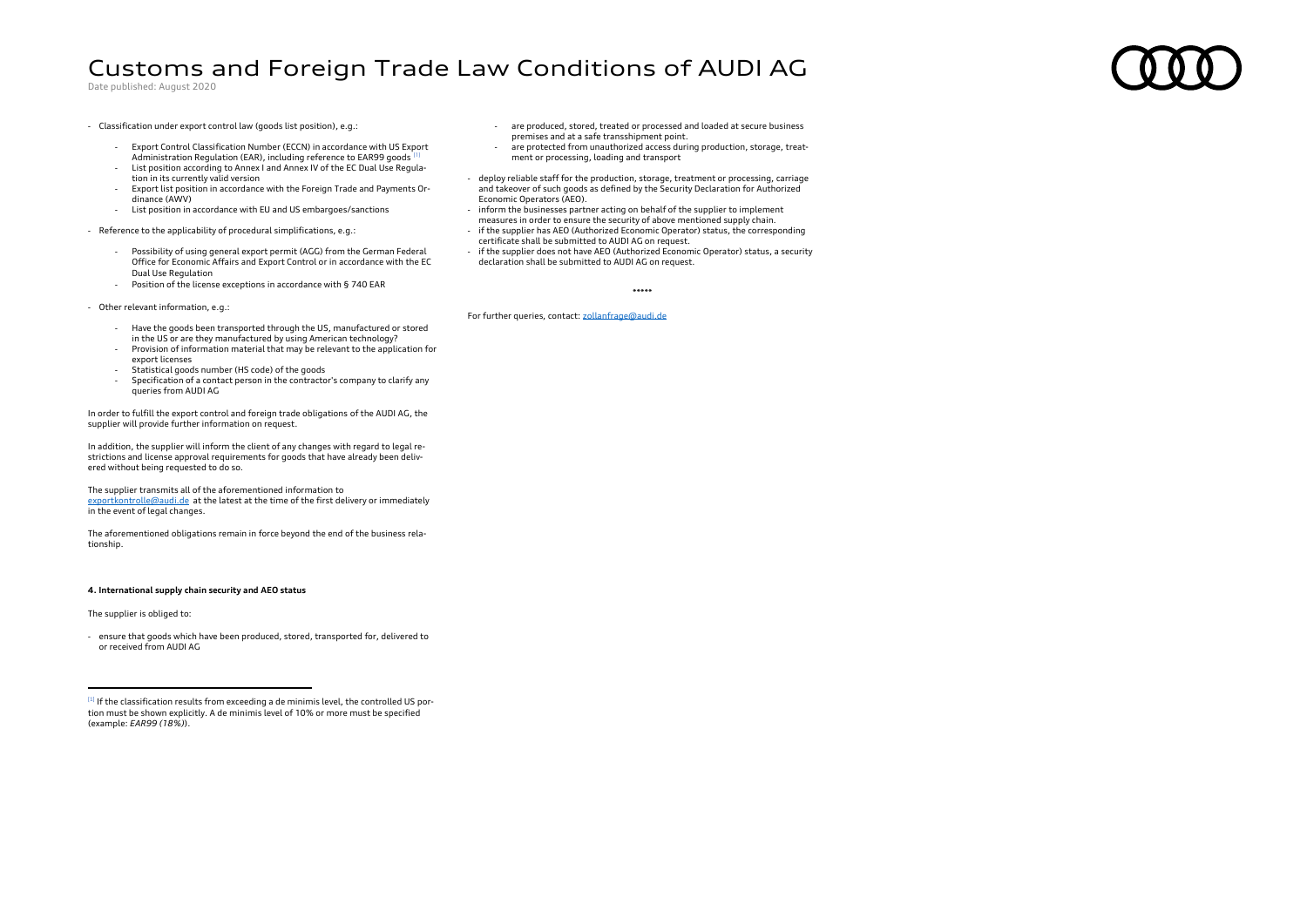- Classification under export control law (goods list position), e.g.:
    - Export Control Classification Number (ECCN) in accordance with US Export Administration Regulation (EAR), including reference to EAR99 goods [1]
    - List position according to Annex I and Annex IV of the EC Dual Use Regulation in its currently valid version
    - Export list position in accordance with the Foreign Trade and Payments Ordinance (AWV)
    - List position in accordance with EU and US embargoes/sanctions
- Reference to the applicability of procedural simplifications, e.g.:
    - Possibility of using general export permit (AGG) from the German Federal Office for Economic Affairs and Export Control or in accordance with the EC Dual Use Regulation
    - Position of the license exceptions in accordance with § 740 EAR
- Other relevant information, e.g.:
    - Have the goods been transported through the US, manufactured or stored in the US or are they manufactured by using American technology?
    - Provision of information material that may be relevant to the application for export licenses
    - Statistical goods number (HS code) of the goods
    - Specification of a contact person in the contractor's company to clarify any queries from AUDI AG

In order to fulfill the export control and foreign trade obligations of the AUDI AG, the supplier will provide further information on request.

In addition, the supplier will inform the client of any changes with regard to legal restrictions and license approval requirements for goods that have already been delivered without being requested to do so.

The supplier transmits all of the aforementioned information to exportkontrolle@audi.de at the latest at the time of the first delivery or immediately in the event of legal changes.

The aforementioned obligations remain in force beyond the end of the business relationship.

**4. International supply chain security and AEO status**

The supplier is obliged to:

- ensure that goods which have been produced, stored, transported for, delivered to or received from AUDI AG
    - are produced, stored, treated or processed and loaded at secure business premises and at a safe transshipment point.
    - are protected from unauthorized access during production, storage, treatment or processing, loading and transport
- deploy reliable staff for the production, storage, treatment or processing, carriage and takeover of such goods as defined by the Security Declaration for Authorized Economic Operators (AEO).
- inform the businesses partner acting on behalf of the supplier to implement measures in order to ensure the security of above mentioned supply chain.
- if the supplier has AEO (Authorized Economic Operator) status, the corresponding certificate shall be submitted to AUDI AG on request.
- if the supplier does not have AEO (Authorized Economic Operator) status, a security declaration shall be submitted to AUDI AG on request.

\*\*\*\*\*

For further queries, contact: zollanfrage@audi.de

[1] If the classification results from exceeding a de minimis level, the controlled US portion must be shown explicitly. A de minimis level of 10% or more must be specified (example: *EAR99 (18%)*).